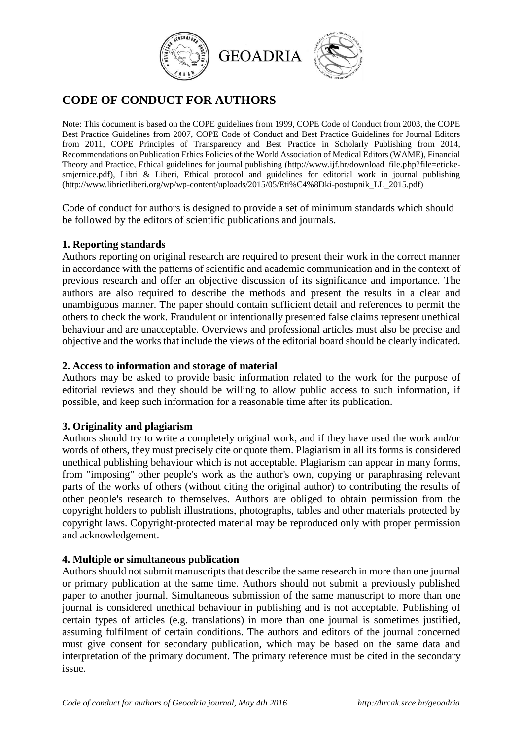GEOADRIA

# CODE OF CONDUCT FOR AUTHORS

Note: This document is based on the COPE guidelines from 1999, COPE Code of Conduct from 2003, the COPE Best Practice Guidelines from 2007, COPE Code of Conduct and Best Practice Guidelines for Journal Editors from 2011, COPE Principles of Transparency and Best Practice in Scholarly Publishing from 2014, Recommendations on Publication Ethics Policies of the World Association of Medical Editors (WAME), Financial Theory and Practice, Ethical guidelines for journal publishing (http://www.ijf.hr/download_file.php?file=eticke-smjernice.pdf), Libri & Liberi, Ethical protocol and guidelines for editorial work in journal publishing (http://www.librietliberi.org/wp/wp-content/uploads/2015/05/Eti%C4%8Dki-postupnik_LL_2015.pdf)

Code of conduct for authors is designed to provide a set of minimum standards which should be followed by the editors of scientific publications and journals.

**1. Reporting standards**

Authors reporting on original research are required to present their work in the correct manner in accordance with the patterns of scientific and academic communication and in the context of previous research and offer an objective discussion of its significance and importance. The authors are also required to describe the methods and present the results in a clear and unambiguous manner. The paper should contain sufficient detail and references to permit the others to check the work. Fraudulent or intentionally presented false claims represent unethical behaviour and are unacceptable. Overviews and professional articles must also be precise and objective and the works that include the views of the editorial board should be clearly indicated.

**2. Access to information and storage of material**

Authors may be asked to provide basic information related to the work for the purpose of editorial reviews and they should be willing to allow public access to such information, if possible, and keep such information for a reasonable time after its publication.

**3. Originality and plagiarism**

Authors should try to write a completely original work, and if they have used the work and/or words of others, they must precisely cite or quote them. Plagiarism in all its forms is considered unethical publishing behaviour which is not acceptable. Plagiarism can appear in many forms, from "imposing" other people's work as the author's own, copying or paraphrasing relevant parts of the works of others (without citing the original author) to contributing the results of other people's research to themselves. Authors are obliged to obtain permission from the copyright holders to publish illustrations, photographs, tables and other materials protected by copyright laws. Copyright-protected material may be reproduced only with proper permission and acknowledgement.

**4. Multiple or simultaneous publication**

Authors should not submit manuscripts that describe the same research in more than one journal or primary publication at the same time. Authors should not submit a previously published paper to another journal. Simultaneous submission of the same manuscript to more than one journal is considered unethical behaviour in publishing and is not acceptable. Publishing of certain types of articles (e.g. translations) in more than one journal is sometimes justified, assuming fulfilment of certain conditions. The authors and editors of the journal concerned must give consent for secondary publication, which may be based on the same data and interpretation of the primary document. The primary reference must be cited in the secondary issue.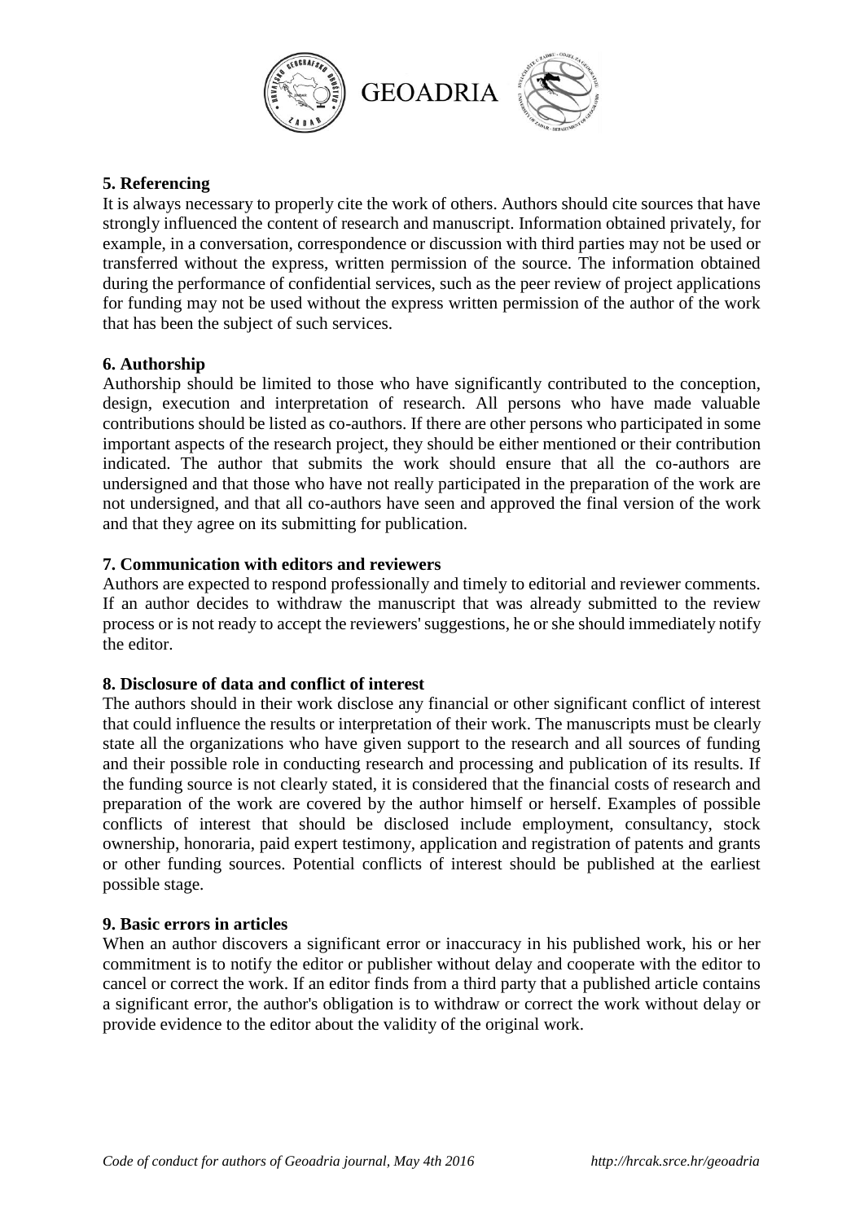## 5. Referencing

It is always necessary to properly cite the work of others. Authors should cite sources that have strongly influenced the content of research and manuscript. Information obtained privately, for example, in a conversation, correspondence or discussion with third parties may not be used or transferred without the express, written permission of the source. The information obtained during the performance of confidential services, such as the peer review of project applications for funding may not be used without the express written permission of the author of the work that has been the subject of such services.

## 6. Authorship

Authorship should be limited to those who have significantly contributed to the conception, design, execution and interpretation of research. All persons who have made valuable contributions should be listed as co-authors. If there are other persons who participated in some important aspects of the research project, they should be either mentioned or their contribution indicated. The author that submits the work should ensure that all the co-authors are undersigned and that those who have not really participated in the preparation of the work are not undersigned, and that all co-authors have seen and approved the final version of the work and that they agree on its submitting for publication.

## 7. Communication with editors and reviewers

Authors are expected to respond professionally and timely to editorial and reviewer comments. If an author decides to withdraw the manuscript that was already submitted to the review process or is not ready to accept the reviewers' suggestions, he or she should immediately notify the editor.

## 8. Disclosure of data and conflict of interest

The authors should in their work disclose any financial or other significant conflict of interest that could influence the results or interpretation of their work. The manuscripts must be clearly state all the organizations who have given support to the research and all sources of funding and their possible role in conducting research and processing and publication of its results. If the funding source is not clearly stated, it is considered that the financial costs of research and preparation of the work are covered by the author himself or herself. Examples of possible conflicts of interest that should be disclosed include employment, consultancy, stock ownership, honoraria, paid expert testimony, application and registration of patents and grants or other funding sources. Potential conflicts of interest should be published at the earliest possible stage.

## 9. Basic errors in articles

When an author discovers a significant error or inaccuracy in his published work, his or her commitment is to notify the editor or publisher without delay and cooperate with the editor to cancel or correct the work. If an editor finds from a third party that a published article contains a significant error, the author's obligation is to withdraw or correct the work without delay or provide evidence to the editor about the validity of the original work.